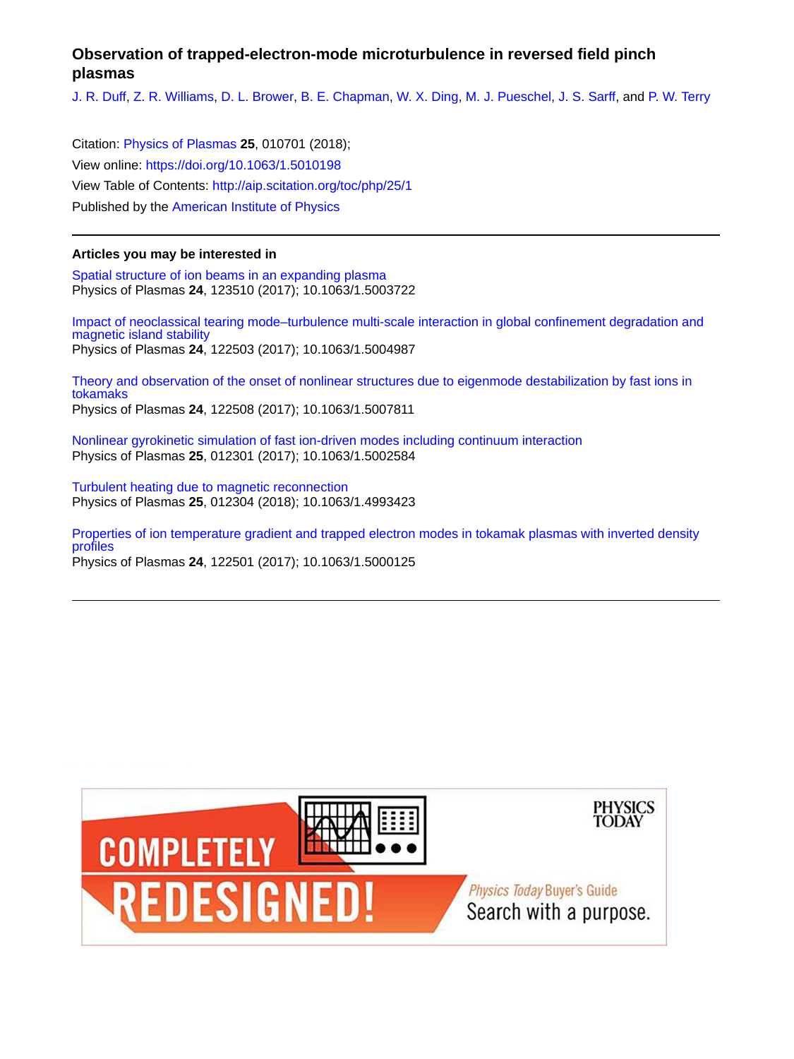# Observation of trapped-electron-mode microturbulence in reversed field pinch plasmas

J. R. Duff, Z. R. Williams, D. L. Brower, B. E. Chapman, W. X. Ding, M. J. Pueschel, J. S. Sarff, and P. W. Terry

Citation: Physics of Plasmas **25**, 010701 (2018);
View online: https://doi.org/10.1063/1.5010198
View Table of Contents: http://aip.scitation.org/toc/php/25/1
Published by the American Institute of Physics

---

**Articles you may be interested in**

Spatial structure of ion beams in an expanding plasma
Physics of Plasmas **24**, 123510 (2017); 10.1063/1.5003722

Impact of neoclassical tearing mode–turbulence multi-scale interaction in global confinement degradation and magnetic island stability
Physics of Plasmas **24**, 122503 (2017); 10.1063/1.5004987

Theory and observation of the onset of nonlinear structures due to eigenmode destabilization by fast ions in tokamaks
Physics of Plasmas **24**, 122508 (2017); 10.1063/1.5007811

Nonlinear gyrokinetic simulation of fast ion-driven modes including continuum interaction
Physics of Plasmas **25**, 012301 (2017); 10.1063/1.5002584

Turbulent heating due to magnetic reconnection
Physics of Plasmas **25**, 012304 (2018); 10.1063/1.4993423

Properties of ion temperature gradient and trapped electron modes in tokamak plasmas with inverted density profiles
Physics of Plasmas **24**, 122501 (2017); 10.1063/1.5000125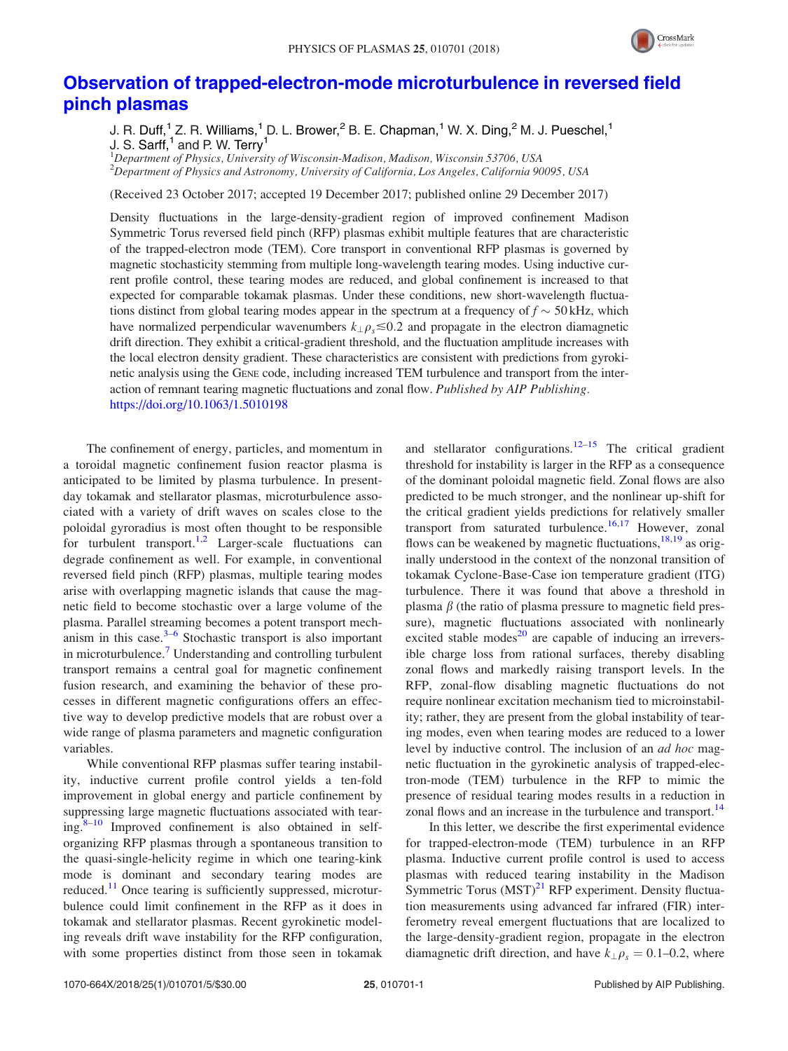# Observation of trapped-electron-mode microturbulence in reversed field pinch plasmas

J. R. Duff,[1] Z. R. Williams,[1] D. L. Brower,[2] B. E. Chapman,[1] W. X. Ding,[2] M. J. Pueschel,[1] J. S. Sarff,[1] and P. W. Terry[1]

[1]*Department of Physics, University of Wisconsin-Madison, Madison, Wisconsin 53706, USA*
[2]*Department of Physics and Astronomy, University of California, Los Angeles, California 90095, USA*

(Received 23 October 2017; accepted 19 December 2017; published online 29 December 2017)

Density fluctuations in the large-density-gradient region of improved confinement Madison Symmetric Torus reversed field pinch (RFP) plasmas exhibit multiple features that are characteristic of the trapped-electron mode (TEM). Core transport in conventional RFP plasmas is governed by magnetic stochasticity stemming from multiple long-wavelength tearing modes. Using inductive current profile control, these tearing modes are reduced, and global confinement is increased to that expected for comparable tokamak plasmas. Under these conditions, new short-wavelength fluctuations distinct from global tearing modes appear in the spectrum at a frequency of $f \sim 50\,\text{kHz}$, which have normalized perpendicular wavenumbers $k_\perp \rho_s \lesssim 0.2$ and propagate in the electron diamagnetic drift direction. They exhibit a critical-gradient threshold, and the fluctuation amplitude increases with the local electron density gradient. These characteristics are consistent with predictions from gyrokinetic analysis using the GENE code, including increased TEM turbulence and transport from the interaction of remnant tearing magnetic fluctuations and zonal flow. *Published by AIP Publishing.* https://doi.org/10.1063/1.5010198

The confinement of energy, particles, and momentum in a toroidal magnetic confinement fusion reactor plasma is anticipated to be limited by plasma turbulence. In present-day tokamak and stellarator plasmas, microturbulence associated with a variety of drift waves on scales close to the poloidal gyroradius is most often thought to be responsible for turbulent transport.[1,2] Larger-scale fluctuations can degrade confinement as well. For example, in conventional reversed field pinch (RFP) plasmas, multiple tearing modes arise with overlapping magnetic islands that cause the magnetic field to become stochastic over a large volume of the plasma. Parallel streaming becomes a potent transport mechanism in this case.[3–6] Stochastic transport is also important in microturbulence.[7] Understanding and controlling turbulent transport remains a central goal for magnetic confinement fusion research, and examining the behavior of these processes in different magnetic configurations offers an effective way to develop predictive models that are robust over a wide range of plasma parameters and magnetic configuration variables.

While conventional RFP plasmas suffer tearing instability, inductive current profile control yields a ten-fold improvement in global energy and particle confinement by suppressing large magnetic fluctuations associated with tearing.[8–10] Improved confinement is also obtained in self-organizing RFP plasmas through a spontaneous transition to the quasi-single-helicity regime in which one tearing-kink mode is dominant and secondary tearing modes are reduced.[11] Once tearing is sufficiently suppressed, microturbulence could limit confinement in the RFP as it does in tokamak and stellarator plasmas. Recent gyrokinetic modeling reveals drift wave instability for the RFP configuration, with some properties distinct from those seen in tokamak and stellarator configurations.[12–15] The critical gradient threshold for instability is larger in the RFP as a consequence of the dominant poloidal magnetic field. Zonal flows are also predicted to be much stronger, and the nonlinear up-shift for the critical gradient yields predictions for relatively smaller transport from saturated turbulence.[16,17] However, zonal flows can be weakened by magnetic fluctuations,[18,19] as originally understood in the context of the nonzonal transition of tokamak Cyclone-Base-Case ion temperature gradient (ITG) turbulence. There it was found that above a threshold in plasma $\beta$ (the ratio of plasma pressure to magnetic field pressure), magnetic fluctuations associated with nonlinearly excited stable modes[20] are capable of inducing an irreversible charge loss from rational surfaces, thereby disabling zonal flows and markedly raising transport levels. In the RFP, zonal-flow disabling magnetic fluctuations do not require nonlinear excitation mechanism tied to microinstability; rather, they are present from the global instability of tearing modes, even when tearing modes are reduced to a lower level by inductive control. The inclusion of an *ad hoc* magnetic fluctuation in the gyrokinetic analysis of trapped-electron-mode (TEM) turbulence in the RFP to mimic the presence of residual tearing modes results in a reduction in zonal flows and an increase in the turbulence and transport.[14]

In this letter, we describe the first experimental evidence for trapped-electron-mode (TEM) turbulence in an RFP plasma. Inductive current profile control is used to access plasmas with reduced tearing instability in the Madison Symmetric Torus (MST)[21] RFP experiment. Density fluctuation measurements using advanced far infrared (FIR) interferometry reveal emergent fluctuations that are localized to the large-density-gradient region, propagate in the electron diamagnetic drift direction, and have $k_\perp \rho_s = 0.1$–$0.2$, where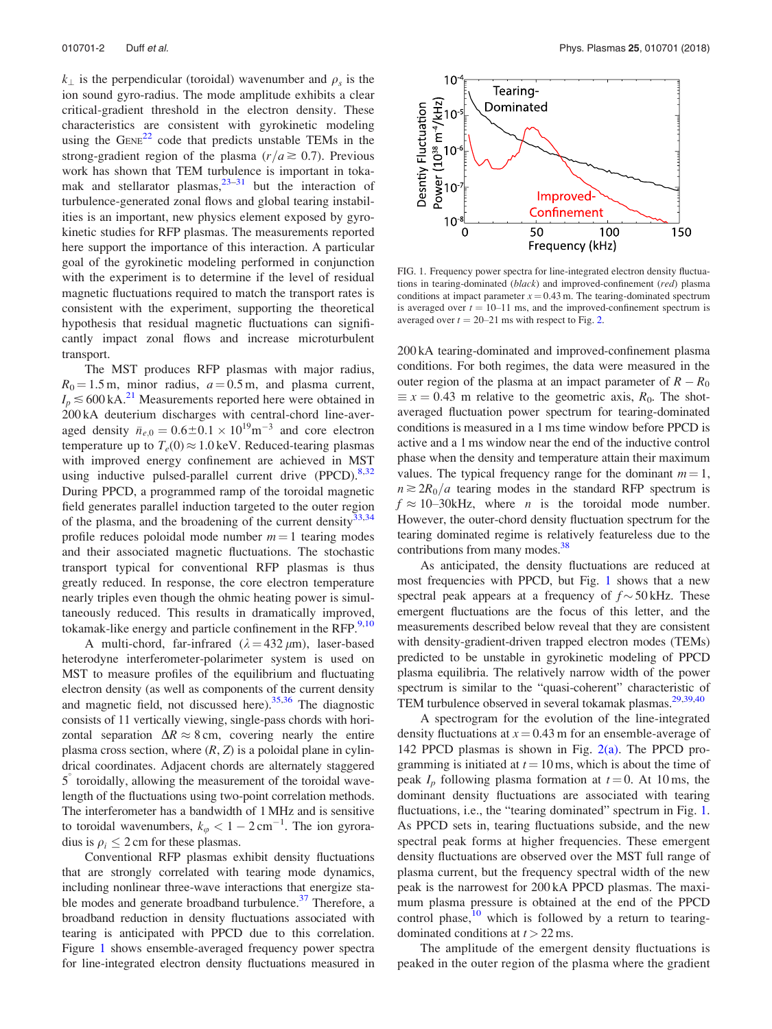$k_\perp$ is the perpendicular (toroidal) wavenumber and $\rho_s$ is the ion sound gyro-radius. The mode amplitude exhibits a clear critical-gradient threshold in the electron density. These characteristics are consistent with gyrokinetic modeling using the GENE[22] code that predicts unstable TEMs in the strong-gradient region of the plasma ($r/a \gtrsim 0.7$). Previous work has shown that TEM turbulence is important in tokamak and stellarator plasmas,[23–31] but the interaction of turbulence-generated zonal flows and global tearing instabilities is an important, new physics element exposed by gyrokinetic studies for RFP plasmas. The measurements reported here support the importance of this interaction. A particular goal of the gyrokinetic modeling performed in conjunction with the experiment is to determine if the level of residual magnetic fluctuations required to match the transport rates is consistent with the experiment, supporting the theoretical hypothesis that residual magnetic fluctuations can significantly impact zonal flows and increase microturbulent transport.

The MST produces RFP plasmas with major radius, $R_0 = 1.5\,\text{m}$, minor radius, $a = 0.5\,\text{m}$, and plasma current, $I_p \lesssim 600\,\text{kA}$.[21] Measurements reported here were obtained in 200 kA deuterium discharges with central-chord line-averaged density $\bar{n}_{e,0} = 0.6 \pm 0.1 \times 10^{19}\text{m}^{-3}$ and core electron temperature up to $T_e(0) \approx 1.0\,\text{keV}$. Reduced-tearing plasmas with improved energy confinement are achieved in MST using inductive pulsed-parallel current drive (PPCD).[8,32] During PPCD, a programmed ramp of the toroidal magnetic field generates parallel induction targeted to the outer region of the plasma, and the broadening of the current density[33,34] profile reduces poloidal mode number $m = 1$ tearing modes and their associated magnetic fluctuations. The stochastic transport typical for conventional RFP plasmas is thus greatly reduced. In response, the core electron temperature nearly triples even though the ohmic heating power is simultaneously reduced. This results in dramatically improved, tokamak-like energy and particle confinement in the RFP.[9,10]

A multi-chord, far-infrared ($\lambda = 432\,\mu\text{m}$), laser-based heterodyne interferometer-polarimeter system is used on MST to measure profiles of the equilibrium and fluctuating electron density (as well as components of the current density and magnetic field, not discussed here).[35,36] The diagnostic consists of 11 vertically viewing, single-pass chords with horizontal separation $\Delta R \approx 8\,\text{cm}$, covering nearly the entire plasma cross section, where $(R, Z)$ is a poloidal plane in cylindrical coordinates. Adjacent chords are alternately staggered $5^\circ$ toroidally, allowing the measurement of the toroidal wavelength of the fluctuations using two-point correlation methods. The interferometer has a bandwidth of 1 MHz and is sensitive to toroidal wavenumbers, $k_\varphi < 1 - 2\,\text{cm}^{-1}$. The ion gyroradius is $\rho_i \leq 2\,\text{cm}$ for these plasmas.

Conventional RFP plasmas exhibit density fluctuations that are strongly correlated with tearing mode dynamics, including nonlinear three-wave interactions that energize stable modes and generate broadband turbulence.[37] Therefore, a broadband reduction in density fluctuations associated with tearing is anticipated with PPCD due to this correlation. Figure 1 shows ensemble-averaged frequency power spectra for line-integrated electron density fluctuations measured in 200 kA tearing-dominated and improved-confinement plasma conditions. For both regimes, the data were measured in the outer region of the plasma at an impact parameter of $R - R_0 \equiv x = 0.43$ m relative to the geometric axis, $R_0$. The shot-averaged fluctuation power spectrum for tearing-dominated conditions is measured in a 1 ms time window before PPCD is active and a 1 ms window near the end of the inductive control phase when the density and temperature attain their maximum values. The typical frequency range for the dominant $m = 1$, $n \gtrsim 2R_0/a$ tearing modes in the standard RFP spectrum is $f \approx 10$–30kHz, where $n$ is the toroidal mode number. However, the outer-chord density fluctuation spectrum for the tearing dominated regime is relatively featureless due to the contributions from many modes.[38]

FIG. 1. Frequency power spectra for line-integrated electron density fluctuations in tearing-dominated (*black*) and improved-confinement (*red*) plasma conditions at impact parameter $x = 0.43$ m. The tearing-dominated spectrum is averaged over $t = 10$–11 ms, and the improved-confinement spectrum is averaged over $t = 20$–21 ms with respect to Fig. 2.

As anticipated, the density fluctuations are reduced at most frequencies with PPCD, but Fig. 1 shows that a new spectral peak appears at a frequency of $f \sim 50\,\text{kHz}$. These emergent fluctuations are the focus of this letter, and the measurements described below reveal that they are consistent with density-gradient-driven trapped electron modes (TEMs) predicted to be unstable in gyrokinetic modeling of PPCD plasma equilibria. The relatively narrow width of the power spectrum is similar to the "quasi-coherent" characteristic of TEM turbulence observed in several tokamak plasmas.[29,39,40]

A spectrogram for the evolution of the line-integrated density fluctuations at $x = 0.43$ m for an ensemble-average of 142 PPCD plasmas is shown in Fig. 2(a). The PPCD programming is initiated at $t = 10$ ms, which is about the time of peak $I_p$ following plasma formation at $t = 0$. At 10 ms, the dominant density fluctuations are associated with tearing fluctuations, i.e., the "tearing dominated" spectrum in Fig. 1. As PPCD sets in, tearing fluctuations subside, and the new spectral peak forms at higher frequencies. These emergent density fluctuations are observed over the MST full range of plasma current, but the frequency spectral width of the new peak is the narrowest for 200 kA PPCD plasmas. The maximum plasma pressure is obtained at the end of the PPCD control phase,[10] which is followed by a return to tearing-dominated conditions at $t > 22$ ms.

The amplitude of the emergent density fluctuations is peaked in the outer region of the plasma where the gradient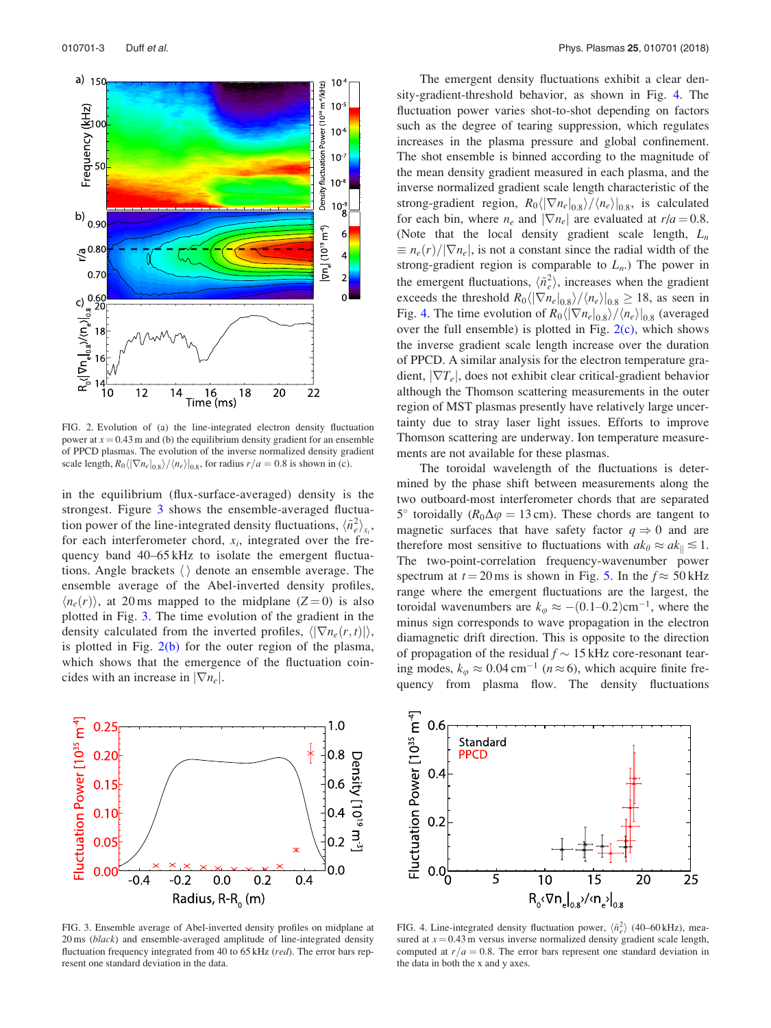in the equilibrium (flux-surface-averaged) density is the strongest. Figure 3 shows the ensemble-averaged fluctuation power of the line-integrated density fluctuations, $\langle \tilde{n}_e^2 \rangle_{x_i}$, for each interferometer chord, $x_i$, integrated over the frequency band 40–65 kHz to isolate the emergent fluctuations. Angle brackets $\langle\,\rangle$ denote an ensemble average. The ensemble average of the Abel-inverted density profiles, $\langle n_e(r) \rangle$, at 20 ms mapped to the midplane (Z = 0) is also plotted in Fig. 3. The time evolution of the gradient in the density calculated from the inverted profiles, $\langle |\nabla n_e(r,t)| \rangle$, is plotted in Fig. 2(b) for the outer region of the plasma, which shows that the emergence of the fluctuation coincides with an increase in $|\nabla n_e|$.

FIG. 2. Evolution of (a) the line-integrated electron density fluctuation power at $x = 0.43$ m and (b) the equilibrium density gradient for an ensemble of PPCD plasmas. The evolution of the inverse normalized density gradient scale length, $R_0 \langle |\nabla n_e|_{0.8} \rangle / \langle n_e \rangle|_{0.8}$, for radius $r/a = 0.8$ is shown in (c).

The emergent density fluctuations exhibit a clear density-gradient-threshold behavior, as shown in Fig. 4. The fluctuation power varies shot-to-shot depending on factors such as the degree of tearing suppression, which regulates increases in the plasma pressure and global confinement. The shot ensemble is binned according to the magnitude of the mean density gradient measured in each plasma, and the inverse normalized gradient scale length characteristic of the strong-gradient region, $R_0 \langle |\nabla n_e|_{0.8} \rangle / \langle n_e \rangle|_{0.8}$, is calculated for each bin, where $n_e$ and $|\nabla n_e|$ are evaluated at $r/a = 0.8$. (Note that the local density gradient scale length, $L_n \equiv n_e(r)/|\nabla n_e|$, is not a constant since the radial width of the strong-gradient region is comparable to $L_n$.) The power in the emergent fluctuations, $\langle \tilde{n}_e^2 \rangle$, increases when the gradient exceeds the threshold $R_0 \langle |\nabla n_e|_{0.8} \rangle / \langle n_e \rangle|_{0.8} \geq 18$, as seen in Fig. 4. The time evolution of $R_0 \langle |\nabla n_e|_{0.8} \rangle / \langle n_e \rangle|_{0.8}$ (averaged over the full ensemble) is plotted in Fig. 2(c), which shows the inverse gradient scale length increase over the duration of PPCD. A similar analysis for the electron temperature gradient, $|\nabla T_e|$, does not exhibit clear critical-gradient behavior although the Thomson scattering measurements in the outer region of MST plasmas presently have relatively large uncertainty due to stray laser light issues. Efforts to improve Thomson scattering are underway. Ion temperature measurements are not available for these plasmas.

The toroidal wavelength of the fluctuations is determined by the phase shift between measurements along the two outboard-most interferometer chords that are separated 5° toroidally ($R_0 \Delta\varphi = 13$ cm). These chords are tangent to magnetic surfaces that have safety factor $q \Rightarrow 0$ and are therefore most sensitive to fluctuations with $ak_\theta \approx ak_\parallel \lesssim 1$. The two-point-correlation frequency-wavenumber power spectrum at $t = 20$ ms is shown in Fig. 5. In the $f \approx 50$ kHz range where the emergent fluctuations are the largest, the toroidal wavenumbers are $k_\varphi \approx -(0.1\text{–}0.2)\,\text{cm}^{-1}$, where the minus sign corresponds to wave propagation in the electron diamagnetic drift direction. This is opposite to the direction of propagation of the residual $f \sim 15$ kHz core-resonant tearing modes, $k_\varphi \approx 0.04\,\text{cm}^{-1}$ ($n \approx 6$), which acquire finite frequency from plasma flow. The density fluctuations

FIG. 3. Ensemble average of Abel-inverted density profiles on midplane at 20 ms (*black*) and ensemble-averaged amplitude of line-integrated density fluctuation frequency integrated from 40 to 65 kHz (*red*). The error bars represent one standard deviation in the data.

FIG. 4. Line-integrated density fluctuation power, $\langle \tilde{n}_e^2 \rangle$ (40–60 kHz), measured at $x = 0.43$ m versus inverse normalized density gradient scale length, computed at $r/a = 0.8$. The error bars represent one standard deviation in the data in both the x and y axes.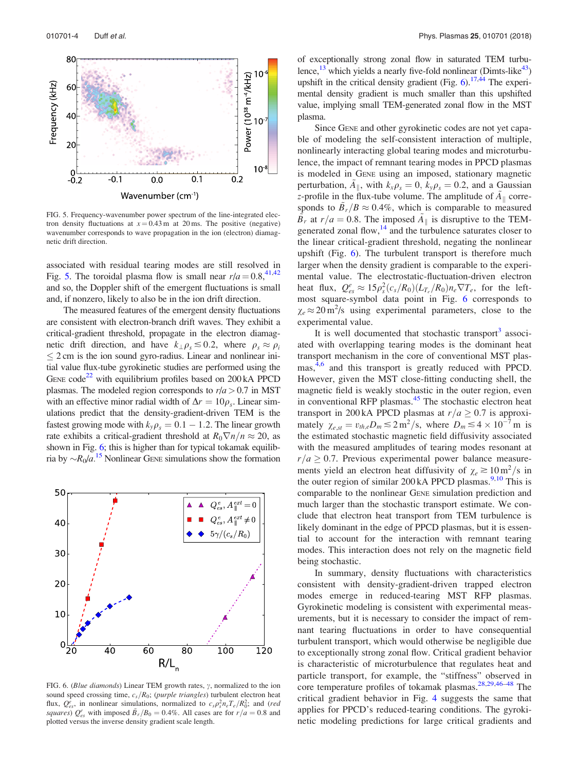FIG. 5. Frequency-wavenumber power spectrum of the line-integrated electron density fluctuations at $x = 0.43$ m at 20 ms. The positive (negative) wavenumber corresponds to wave propagation in the ion (electron) diamagnetic drift direction.

associated with residual tearing modes are still resolved in Fig. 5. The toroidal plasma flow is small near $r/a = 0.8$,[41,42] and so, the Doppler shift of the emergent fluctuations is small and, if nonzero, likely to also be in the ion drift direction.

The measured features of the emergent density fluctuations are consistent with electron-branch drift waves. They exhibit a critical-gradient threshold, propagate in the electron diamagnetic drift direction, and have $k_\perp \rho_s \lesssim 0.2$, where $\rho_s \approx \rho_i \leq 2$ cm is the ion sound gyro-radius. Linear and nonlinear initial value flux-tube gyrokinetic studies are performed using the GENE code[22] with equilibrium profiles based on 200 kA PPCD plasmas. The modeled region corresponds to $r/a > 0.7$ in MST with an effective minor radial width of $\Delta r = 10\rho_s$. Linear simulations predict that the density-gradient-driven TEM is the fastest growing mode with $k_y \rho_s = 0.1 - 1.2$. The linear growth rate exhibits a critical-gradient threshold at $R_0 \nabla n/n \approx 20$, as shown in Fig. 6; this is higher than for typical tokamak equilibria by $\sim R_0/a$.[15] Nonlinear GENE simulations show the formation of exceptionally strong zonal flow in saturated TEM turbulence,[13] which yields a nearly five-fold nonlinear (Dimts-like[43]) upshift in the critical density gradient (Fig. 6).[17,44] The experimental density gradient is much smaller than this upshifted value, implying small TEM-generated zonal flow in the MST plasma.

FIG. 6. (*Blue diamonds*) Linear TEM growth rates, $\gamma$, normalized to the ion sound speed crossing time, $c_s/R_0$; (*purple triangles*) turbulent electron heat flux, $Q^e_{es}$, in nonlinear simulations, normalized to $c_s \rho_s^2 n_e T_e / R_0^2$; and (*red squares*) $Q^e_{es}$ with imposed $\tilde{B}_r/B_0 = 0.4\%$. All cases are for $r/a = 0.8$ and plotted versus the inverse density gradient scale length.

Since GENE and other gyrokinetic codes are not yet capable of modeling the self-consistent interaction of multiple, nonlinearly interacting global tearing modes and microturbulence, the impact of remnant tearing modes in PPCD plasmas is modeled in GENE using an imposed, stationary magnetic perturbation, $\tilde{A}_\parallel$, with $k_x \rho_s = 0$, $k_y \rho_s = 0.2$, and a Gaussian $z$-profile in the flux-tube volume. The amplitude of $\tilde{A}_\parallel$ corresponds to $\tilde{B}_r/B \approx 0.4\%$, which is comparable to measured $\tilde{B}_r$ at $r/a = 0.8$. The imposed $\tilde{A}_\parallel$ is disruptive to the TEM-generated zonal flow,[14] and the turbulence saturates closer to the linear critical-gradient threshold, negating the nonlinear upshift (Fig. 6). The turbulent transport is therefore much larger when the density gradient is comparable to the experimental value. The electrostatic-fluctuation-driven electron heat flux, $Q^e_{es} \approx 15\rho_s^2 (c_s/R_0)(L_{T_e}/R_0) n_e \nabla T_e$, for the left-most square-symbol data point in Fig. 6 corresponds to $\chi_e \approx 20\,\mathrm{m}^2/\mathrm{s}$ using experimental parameters, close to the experimental value.

It is well documented that stochastic transport[3] associated with overlapping tearing modes is the dominant heat transport mechanism in the core of conventional MST plasmas,[4,6] and this transport is greatly reduced with PPCD. However, given the MST close-fitting conducting shell, the magnetic field is weakly stochastic in the outer region, even in conventional RFP plasmas.[45] The stochastic electron heat transport in 200 kA PPCD plasmas at $r/a \geq 0.7$ is approximately $\chi_{e,st} = v_{th,e} D_m \lesssim 2\,\mathrm{m}^2/\mathrm{s}$, where $D_m \lesssim 4 \times 10^{-7}$ m is the estimated stochastic magnetic field diffusivity associated with the measured amplitudes of tearing modes resonant at $r/a \geq 0.7$. Previous experimental power balance measurements yield an electron heat diffusivity of $\chi_e \gtrsim 10\,\mathrm{m}^2/\mathrm{s}$ in the outer region of similar 200 kA PPCD plasmas.[9,10] This is comparable to the nonlinear GENE simulation prediction and much larger than the stochastic transport estimate. We conclude that electron heat transport from TEM turbulence is likely dominant in the edge of PPCD plasmas, but it is essential to account for the interaction with remnant tearing modes. This interaction does not rely on the magnetic field being stochastic.

In summary, density fluctuations with characteristics consistent with density-gradient-driven trapped electron modes emerge in reduced-tearing MST RFP plasmas. Gyrokinetic modeling is consistent with experimental measurements, but it is necessary to consider the impact of remnant tearing fluctuations in order to have consequential turbulent transport, which would otherwise be negligible due to exceptionally strong zonal flow. Critical gradient behavior is characteristic of microturbulence that regulates heat and particle transport, for example, the "stiffness" observed in core temperature profiles of tokamak plasmas.[28,29,46–48] The critical gradient behavior in Fig. 4 suggests the same that applies for PPCD's reduced-tearing conditions. The gyrokinetic modeling predictions for large critical gradients and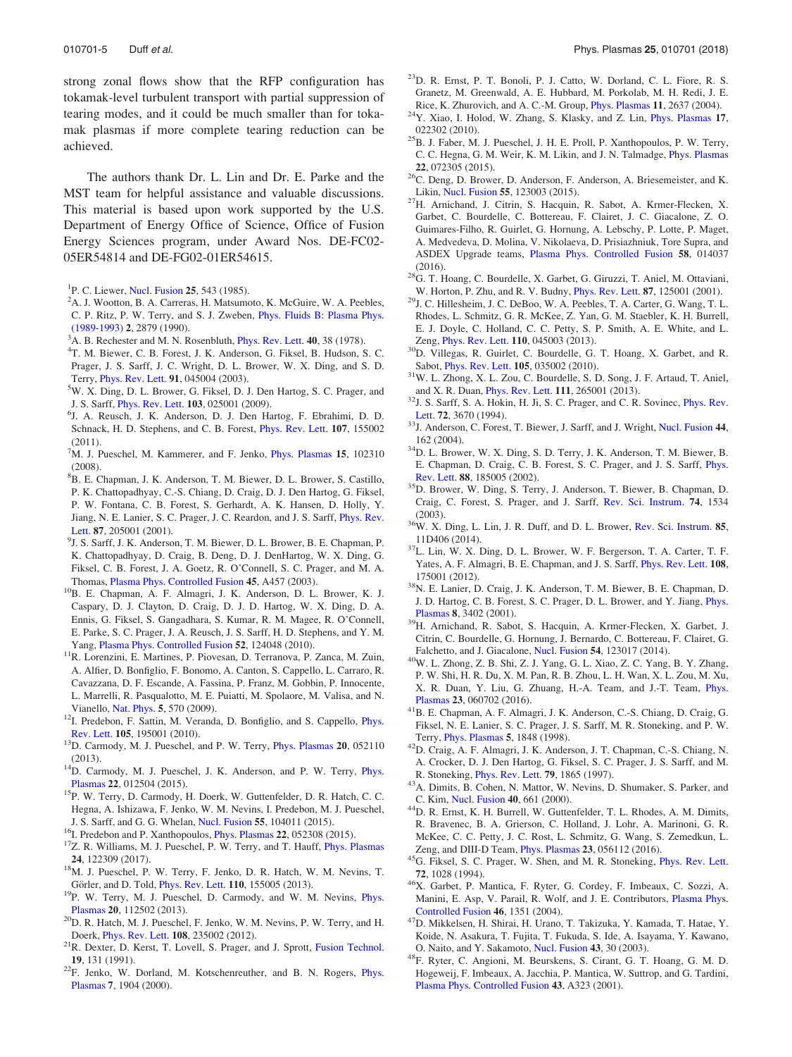strong zonal flows show that the RFP configuration has tokamak-level turbulent transport with partial suppression of tearing modes, and it could be much smaller than for tokamak plasmas if more complete tearing reduction can be achieved.

The authors thank Dr. L. Lin and Dr. E. Parke and the MST team for helpful assistance and valuable discussions. This material is based upon work supported by the U.S. Department of Energy Office of Science, Office of Fusion Energy Sciences program, under Award Nos. DE-FC02-05ER54814 and DE-FG02-01ER54615.

[1]P. C. Liewer, Nucl. Fusion 25, 543 (1985).

[2]A. J. Wootton, B. A. Carreras, H. Matsumoto, K. McGuire, W. A. Peebles, C. P. Ritz, P. W. Terry, and S. J. Zweben, Phys. Fluids B: Plasma Phys. (1989-1993) 2, 2879 (1990).

[3]A. B. Rechester and M. N. Rosenbluth, Phys. Rev. Lett. 40, 38 (1978).

[4]T. M. Biewer, C. B. Forest, J. K. Anderson, G. Fiksel, B. Hudson, S. C. Prager, J. S. Sarff, J. C. Wright, D. L. Brower, W. X. Ding, and S. D. Terry, Phys. Rev. Lett. 91, 045004 (2003).

[5]W. X. Ding, D. L. Brower, G. Fiksel, D. J. Den Hartog, S. C. Prager, and J. S. Sarff, Phys. Rev. Lett. 103, 025001 (2009).

[6]J. A. Reusch, J. K. Anderson, D. J. Den Hartog, F. Ebrahimi, D. D. Schnack, H. D. Stephens, and C. B. Forest, Phys. Rev. Lett. 107, 155002 (2011).

[7]M. J. Pueschel, M. Kammerer, and F. Jenko, Phys. Plasmas 15, 102310 (2008).

[8]B. E. Chapman, J. K. Anderson, T. M. Biewer, D. L. Brower, S. Castillo, P. K. Chattopadhyay, C.-S. Chiang, D. Craig, D. J. Den Hartog, G. Fiksel, P. W. Fontana, C. B. Forest, S. Gerhardt, A. K. Hansen, D. Holly, Y. Jiang, N. E. Lanier, S. C. Prager, J. C. Reardon, and J. S. Sarff, Phys. Rev. Lett. 87, 205001 (2001).

[9]J. S. Sarff, J. K. Anderson, T. M. Biewer, D. L. Brower, B. E. Chapman, P. K. Chattopadhyay, D. Craig, B. Deng, D. J. DenHartog, W. X. Ding, G. Fiksel, C. B. Forest, J. A. Goetz, R. O'Connell, S. C. Prager, and M. A. Thomas, Plasma Phys. Controlled Fusion 45, A457 (2003).

[10]B. E. Chapman, A. F. Almagri, J. K. Anderson, D. L. Brower, K. J. Caspary, D. J. Clayton, D. Craig, D. J. D. Hartog, W. X. Ding, D. A. Ennis, G. Fiksel, S. Gangadhara, S. Kumar, R. M. Magee, R. O'Connell, E. Parke, S. C. Prager, J. A. Reusch, J. S. Sarff, H. D. Stephens, and Y. M. Yang, Plasma Phys. Controlled Fusion 52, 124048 (2010).

[11]R. Lorenzini, E. Martines, P. Piovesan, D. Terranova, P. Zanca, M. Zuin, A. Alfier, D. Bonfiglio, F. Bonomo, A. Canton, S. Cappello, L. Carraro, R. Cavazzana, D. F. Escande, A. Fassina, P. Franz, M. Gobbin, P. Innocente, L. Marrelli, R. Pasqualotto, M. E. Puiatti, M. Spolaore, M. Valisa, and N. Vianello, Nat. Phys. 5, 570 (2009).

[12]I. Predebon, F. Sattin, M. Veranda, D. Bonfiglio, and S. Cappello, Phys. Rev. Lett. 105, 195001 (2010).

[13]D. Carmody, M. J. Pueschel, and P. W. Terry, Phys. Plasmas 20, 052110 (2013).

[14]D. Carmody, M. J. Pueschel, J. K. Anderson, and P. W. Terry, Phys. Plasmas 22, 012504 (2015).

[15]P. W. Terry, D. Carmody, H. Doerk, W. Guttenfelder, D. R. Hatch, C. C. Hegna, A. Ishizawa, F. Jenko, W. M. Nevins, I. Predebon, M. J. Pueschel, J. S. Sarff, and G. G. Whelan, Nucl. Fusion 55, 104011 (2015).

[16]I. Predebon and P. Xanthopoulos, Phys. Plasmas 22, 052308 (2015).

[17]Z. R. Williams, M. J. Pueschel, P. W. Terry, and T. Hauff, Phys. Plasmas 24, 122309 (2017).

[18]M. J. Pueschel, P. W. Terry, F. Jenko, D. R. Hatch, W. M. Nevins, T. Görler, and D. Told, Phys. Rev. Lett. 110, 155005 (2013).

[19]P. W. Terry, M. J. Pueschel, D. Carmody, and W. M. Nevins, Phys. Plasmas 20, 112502 (2013).

[20]D. R. Hatch, M. J. Pueschel, F. Jenko, W. M. Nevins, P. W. Terry, and H. Doerk, Phys. Rev. Lett. 108, 235002 (2012).

[21]R. Dexter, D. Kerst, T. Lovell, S. Prager, and J. Sprott, Fusion Technol. 19, 131 (1991).

[22]F. Jenko, W. Dorland, M. Kotschenreuther, and B. N. Rogers, Phys. Plasmas 7, 1904 (2000).

[23]D. R. Ernst, P. T. Bonoli, P. J. Catto, W. Dorland, C. L. Fiore, R. S. Granetz, M. Greenwald, A. E. Hubbard, M. Porkolab, M. H. Redi, J. E. Rice, K. Zhurovich, and A. C.-M. Group, Phys. Plasmas 11, 2637 (2004).

[24]Y. Xiao, I. Holod, W. Zhang, S. Klasky, and Z. Lin, Phys. Plasmas 17, 022302 (2010).

[25]B. J. Faber, M. J. Pueschel, J. H. E. Proll, P. Xanthopoulos, P. W. Terry, C. C. Hegna, G. M. Weir, K. M. Likin, and J. N. Talmadge, Phys. Plasmas 22, 072305 (2015).

[26]C. Deng, D. Brower, D. Anderson, F. Anderson, A. Briesemeister, and K. Likin, Nucl. Fusion 55, 123003 (2015).

[27]H. Arnichand, J. Citrin, S. Hacquin, R. Sabot, A. Krmer-Flecken, X. Garbet, C. Bourdelle, C. Bottereau, F. Clairet, J. C. Giacalone, Z. O. Guimares-Filho, R. Guirlet, G. Hornung, A. Lebschy, P. Lotte, P. Maget, A. Medvedeva, D. Molina, V. Nikolaeva, D. Prisiazhniuk, Tore Supra, and ASDEX Upgrade teams, Plasma Phys. Controlled Fusion 58, 014037 (2016).

[28]G. T. Hoang, C. Bourdelle, X. Garbet, G. Giruzzi, T. Aniel, M. Ottaviani, W. Horton, P. Zhu, and R. V. Budny, Phys. Rev. Lett. 87, 125001 (2001).

[29]J. C. Hillesheim, J. C. DeBoo, W. A. Peebles, T. A. Carter, G. Wang, T. L. Rhodes, L. Schmitz, G. R. McKee, Z. Yan, G. M. Staebler, K. H. Burrell, E. J. Doyle, C. Holland, C. C. Petty, S. P. Smith, A. E. White, and L. Zeng, Phys. Rev. Lett. 110, 045003 (2013).

[30]D. Villegas, R. Guirlet, C. Bourdelle, G. T. Hoang, X. Garbet, and R. Sabot, Phys. Rev. Lett. 105, 035002 (2010).

[31]W. L. Zhong, X. L. Zou, C. Bourdelle, S. D. Song, J. F. Artaud, T. Aniel, and X. R. Duan, Phys. Rev. Lett. 111, 265001 (2013).

[32]J. S. Sarff, S. A. Hokin, H. Ji, S. C. Prager, and C. R. Sovinec, Phys. Rev. Lett. 72, 3670 (1994).

[33]J. Anderson, C. Forest, T. Biewer, J. Sarff, and J. Wright, Nucl. Fusion 44, 162 (2004).

[34]D. L. Brower, W. X. Ding, S. D. Terry, J. K. Anderson, T. M. Biewer, B. E. Chapman, D. Craig, C. B. Forest, S. C. Prager, and J. S. Sarff, Phys. Rev. Lett. 88, 185005 (2002).

[35]D. Brower, W. Ding, S. Terry, J. Anderson, T. Biewer, B. Chapman, D. Craig, C. Forest, S. Prager, and J. Sarff, Rev. Sci. Instrum. 74, 1534 (2003).

[36]W. X. Ding, L. Lin, J. R. Duff, and D. L. Brower, Rev. Sci. Instrum. 85, 11D406 (2014).

[37]L. Lin, W. X. Ding, D. L. Brower, W. F. Bergerson, T. A. Carter, T. F. Yates, A. F. Almagri, B. E. Chapman, and J. S. Sarff, Phys. Rev. Lett. 108, 175001 (2012).

[38]N. E. Lanier, D. Craig, J. K. Anderson, T. M. Biewer, B. E. Chapman, D. J. D. Hartog, C. B. Forest, S. C. Prager, D. L. Brower, and Y. Jiang, Phys. Plasmas 8, 3402 (2001).

[39]H. Arnichand, R. Sabot, S. Hacquin, A. Krmer-Flecken, X. Garbet, J. Citrin, C. Bourdelle, G. Hornung, J. Bernardo, C. Bottereau, F. Clairet, G. Falchetto, and J. Giacalone, Nucl. Fusion 54, 123017 (2014).

[40]W. L. Zhong, Z. B. Shi, Z. J. Yang, G. L. Xiao, Z. C. Yang, B. Y. Zhang, P. W. Shi, H. R. Du, X. M. Pan, R. B. Zhou, L. H. Wan, X. L. Zou, M. Xu, X. R. Duan, Y. Liu, G. Zhuang, H.-A. Team, and J.-T. Team, Phys. Plasmas 23, 060702 (2016).

[41]B. E. Chapman, A. F. Almagri, J. K. Anderson, C.-S. Chiang, D. Craig, G. Fiksel, N. E. Lanier, S. C. Prager, J. S. Sarff, M. R. Stoneking, and P. W. Terry, Phys. Plasmas 5, 1848 (1998).

[42]D. Craig, A. F. Almagri, J. K. Anderson, J. T. Chapman, C.-S. Chiang, N. A. Crocker, D. J. Den Hartog, G. Fiksel, S. C. Prager, J. S. Sarff, and M. R. Stoneking, Phys. Rev. Lett. 79, 1865 (1997).

[43]A. Dimits, B. Cohen, N. Mattor, W. Nevins, D. Shumaker, S. Parker, and C. Kim, Nucl. Fusion 40, 661 (2000).

[44]D. R. Ernst, K. H. Burrell, W. Guttenfelder, T. L. Rhodes, A. M. Dimits, R. Bravenec, B. A. Grierson, C. Holland, J. Lohr, A. Marinoni, G. R. McKee, C. C. Petty, J. C. Rost, L. Schmitz, G. Wang, S. Zemedkun, L. Zeng, and DIII-D Team, Phys. Plasmas 23, 056112 (2016).

[45]G. Fiksel, S. C. Prager, W. Shen, and M. R. Stoneking, Phys. Rev. Lett. 72, 1028 (1994).

[46]X. Garbet, P. Mantica, F. Ryter, G. Cordey, F. Imbeaux, C. Sozzi, A. Manini, E. Asp, V. Parail, R. Wolf, and J. E. Contributors, Plasma Phys. Controlled Fusion 46, 1351 (2004).

[47]D. Mikkelsen, H. Shirai, H. Urano, T. Takizuka, Y. Kamada, T. Hatae, Y. Koide, N. Asakura, T. Fujita, T. Fukuda, S. Ide, A. Isayama, Y. Kawano, O. Naito, and Y. Sakamoto, Nucl. Fusion 43, 30 (2003).

[48]F. Ryter, C. Angioni, M. Beurskens, S. Cirant, G. T. Hoang, G. M. D. Hogeweij, F. Imbeaux, A. Jacchia, P. Mantica, W. Suttrop, and G. Tardini, Plasma Phys. Controlled Fusion 43, A323 (2001).